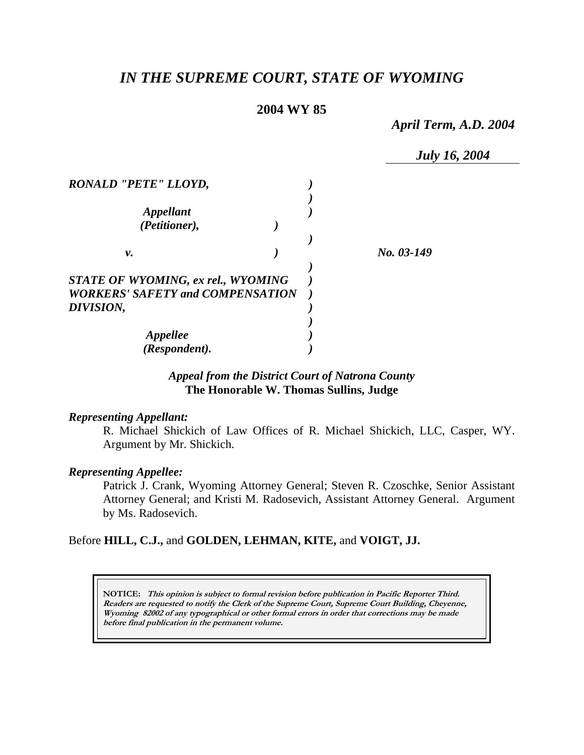# *IN THE SUPREME COURT, STATE OF WYOMING*

**2004 WY 85**

*April Term, A.D. 2004*

*July 16, 2004*

| | | |
|---|---|---|
| ***RONALD "PETE" LLOYD,*** | ***)*** | |
| | ***)*** | |
| ***Appellant*** | ***)*** | |
| ***(Petitioner),*** | ***)*** | |
| | ***)*** | |
| ***v.*** | ***)*** | ***No. 03-149*** |
| | ***)*** | |
| ***STATE OF WYOMING, ex rel., WYOMING*** | ***)*** | |
| ***WORKERS' SAFETY and COMPENSATION*** | ***)*** | |
| ***DIVISION,*** | ***)*** | |
| | ***)*** | |
| ***Appellee*** | ***)*** | |
| ***(Respondent).*** | ***)*** | |

*Appeal from the District Court of Natrona County*
**The Honorable W. Thomas Sullins, Judge**

***Representing Appellant:***

R. Michael Shickich of Law Offices of R. Michael Shickich, LLC, Casper, WY. Argument by Mr. Shickich.

***Representing Appellee:***

Patrick J. Crank, Wyoming Attorney General; Steven R. Czoschke, Senior Assistant Attorney General; and Kristi M. Radosevich, Assistant Attorney General. Argument by Ms. Radosevich.

Before **HILL, C.J.,** and **GOLDEN, LEHMAN, KITE,** and **VOIGT, JJ.**

**NOTICE:** ***This opinion is subject to formal revision before publication in Pacific Reporter Third. Readers are requested to notify the Clerk of the Supreme Court, Supreme Court Building, Cheyenne, Wyoming 82002 of any typographical or other formal errors in order that corrections may be made before final publication in the permanent volume.***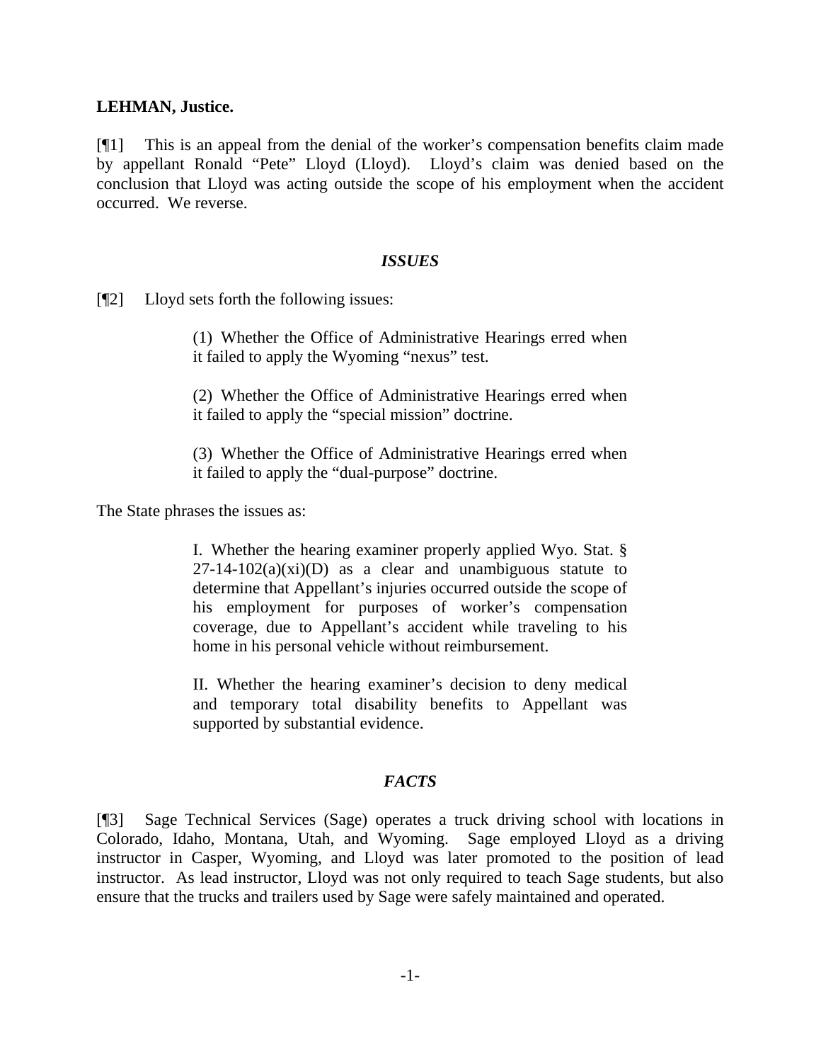**LEHMAN, Justice.**

[¶1] This is an appeal from the denial of the worker's compensation benefits claim made by appellant Ronald "Pete" Lloyd (Lloyd). Lloyd's claim was denied based on the conclusion that Lloyd was acting outside the scope of his employment when the accident occurred. We reverse.

### *ISSUES*

[¶2] Lloyd sets forth the following issues:

> (1) Whether the Office of Administrative Hearings erred when it failed to apply the Wyoming "nexus" test.
>
> (2) Whether the Office of Administrative Hearings erred when it failed to apply the "special mission" doctrine.
>
> (3) Whether the Office of Administrative Hearings erred when it failed to apply the "dual-purpose" doctrine.

The State phrases the issues as:

> I. Whether the hearing examiner properly applied Wyo. Stat. § 27-14-102(a)(xi)(D) as a clear and unambiguous statute to determine that Appellant's injuries occurred outside the scope of his employment for purposes of worker's compensation coverage, due to Appellant's accident while traveling to his home in his personal vehicle without reimbursement.
>
> II. Whether the hearing examiner's decision to deny medical and temporary total disability benefits to Appellant was supported by substantial evidence.

### *FACTS*

[¶3] Sage Technical Services (Sage) operates a truck driving school with locations in Colorado, Idaho, Montana, Utah, and Wyoming. Sage employed Lloyd as a driving instructor in Casper, Wyoming, and Lloyd was later promoted to the position of lead instructor. As lead instructor, Lloyd was not only required to teach Sage students, but also ensure that the trucks and trailers used by Sage were safely maintained and operated.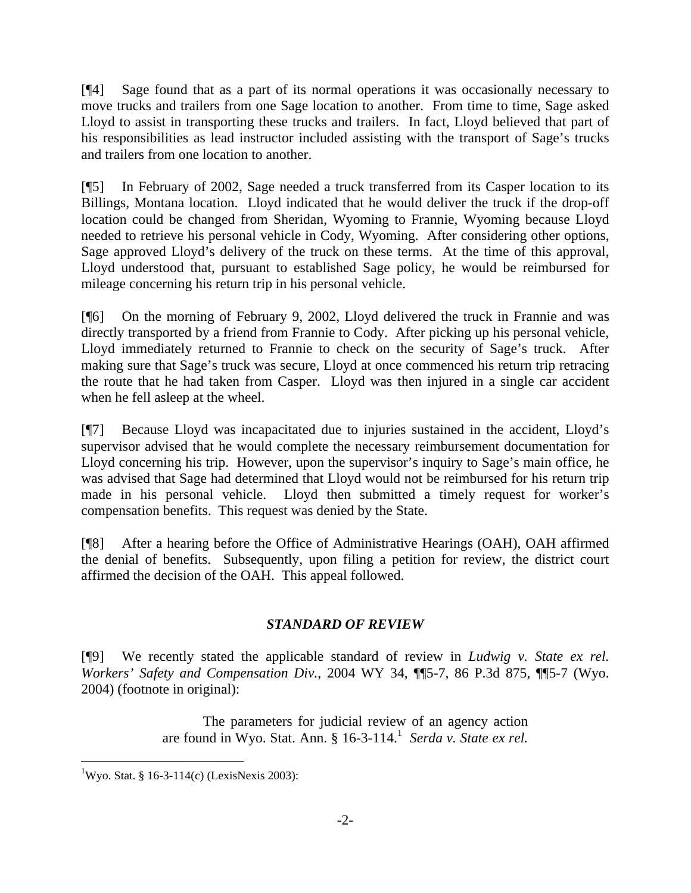[¶4] Sage found that as a part of its normal operations it was occasionally necessary to move trucks and trailers from one Sage location to another. From time to time, Sage asked Lloyd to assist in transporting these trucks and trailers. In fact, Lloyd believed that part of his responsibilities as lead instructor included assisting with the transport of Sage's trucks and trailers from one location to another.

[¶5] In February of 2002, Sage needed a truck transferred from its Casper location to its Billings, Montana location. Lloyd indicated that he would deliver the truck if the drop-off location could be changed from Sheridan, Wyoming to Frannie, Wyoming because Lloyd needed to retrieve his personal vehicle in Cody, Wyoming. After considering other options, Sage approved Lloyd's delivery of the truck on these terms. At the time of this approval, Lloyd understood that, pursuant to established Sage policy, he would be reimbursed for mileage concerning his return trip in his personal vehicle.

[¶6] On the morning of February 9, 2002, Lloyd delivered the truck in Frannie and was directly transported by a friend from Frannie to Cody. After picking up his personal vehicle, Lloyd immediately returned to Frannie to check on the security of Sage's truck. After making sure that Sage's truck was secure, Lloyd at once commenced his return trip retracing the route that he had taken from Casper. Lloyd was then injured in a single car accident when he fell asleep at the wheel.

[¶7] Because Lloyd was incapacitated due to injuries sustained in the accident, Lloyd's supervisor advised that he would complete the necessary reimbursement documentation for Lloyd concerning his trip. However, upon the supervisor's inquiry to Sage's main office, he was advised that Sage had determined that Lloyd would not be reimbursed for his return trip made in his personal vehicle. Lloyd then submitted a timely request for worker's compensation benefits. This request was denied by the State.

[¶8] After a hearing before the Office of Administrative Hearings (OAH), OAH affirmed the denial of benefits. Subsequently, upon filing a petition for review, the district court affirmed the decision of the OAH. This appeal followed.

## *STANDARD OF REVIEW*

[¶9] We recently stated the applicable standard of review in *Ludwig v. State ex rel. Workers' Safety and Compensation Div.*, 2004 WY 34, ¶¶5-7, 86 P.3d 875, ¶¶5-7 (Wyo. 2004) (footnote in original):

> The parameters for judicial review of an agency action are found in Wyo. Stat. Ann. § 16-3-114.[1] *Serda v. State ex rel.*

[1]Wyo. Stat. § 16-3-114(c) (LexisNexis 2003):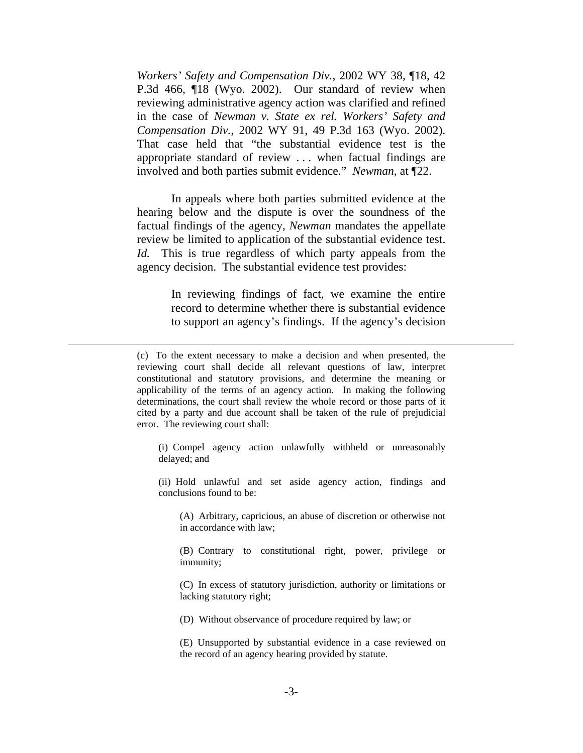*Workers' Safety and Compensation Div.*, 2002 WY 38, ¶18, 42 P.3d 466, ¶18 (Wyo. 2002). Our standard of review when reviewing administrative agency action was clarified and refined in the case of *Newman v. State ex rel. Workers' Safety and Compensation Div.*, 2002 WY 91, 49 P.3d 163 (Wyo. 2002). That case held that "the substantial evidence test is the appropriate standard of review . . . when factual findings are involved and both parties submit evidence." *Newman*, at ¶22.

In appeals where both parties submitted evidence at the hearing below and the dispute is over the soundness of the factual findings of the agency, *Newman* mandates the appellate review be limited to application of the substantial evidence test. *Id.* This is true regardless of which party appeals from the agency decision. The substantial evidence test provides:

> In reviewing findings of fact, we examine the entire record to determine whether there is substantial evidence to support an agency's findings. If the agency's decision

---

(c) To the extent necessary to make a decision and when presented, the reviewing court shall decide all relevant questions of law, interpret constitutional and statutory provisions, and determine the meaning or applicability of the terms of an agency action. In making the following determinations, the court shall review the whole record or those parts of it cited by a party and due account shall be taken of the rule of prejudicial error. The reviewing court shall:

(i) Compel agency action unlawfully withheld or unreasonably delayed; and

(ii) Hold unlawful and set aside agency action, findings and conclusions found to be:

(A) Arbitrary, capricious, an abuse of discretion or otherwise not in accordance with law;

(B) Contrary to constitutional right, power, privilege or immunity;

(C) In excess of statutory jurisdiction, authority or limitations or lacking statutory right;

(D) Without observance of procedure required by law; or

(E) Unsupported by substantial evidence in a case reviewed on the record of an agency hearing provided by statute.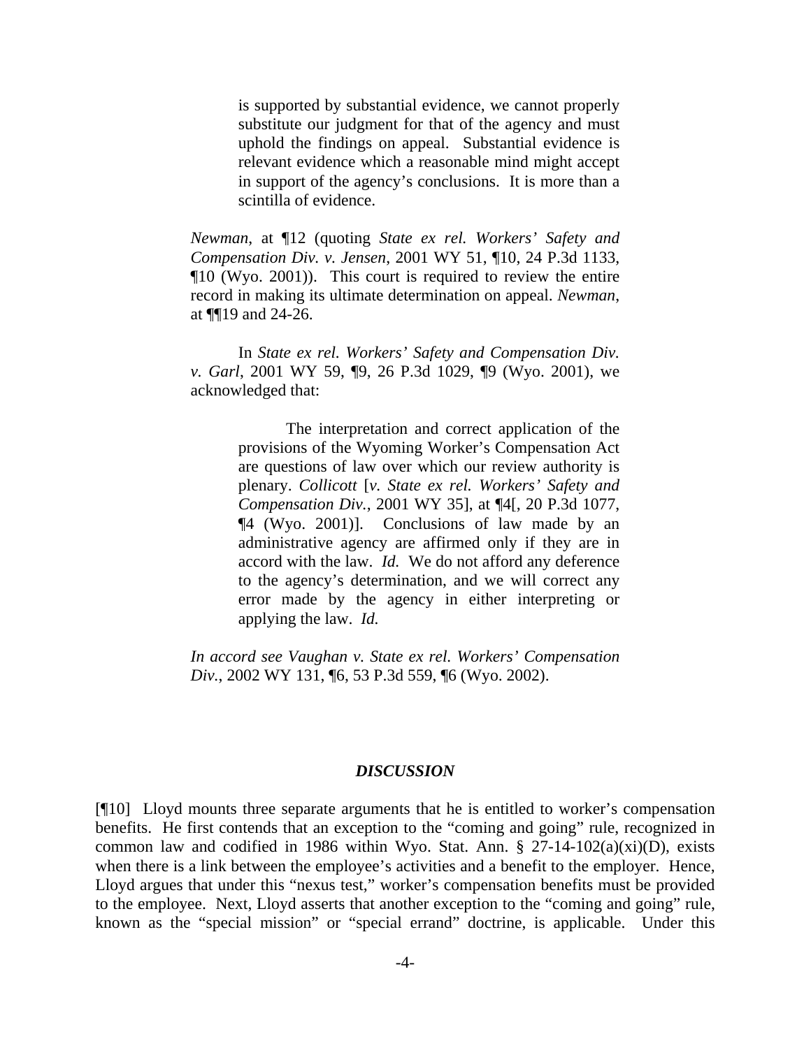> is supported by substantial evidence, we cannot properly substitute our judgment for that of the agency and must uphold the findings on appeal. Substantial evidence is relevant evidence which a reasonable mind might accept in support of the agency's conclusions. It is more than a scintilla of evidence.

*Newman*, at ¶12 (quoting *State ex rel. Workers' Safety and Compensation Div. v. Jensen*, 2001 WY 51, ¶10, 24 P.3d 1133, ¶10 (Wyo. 2001)). This court is required to review the entire record in making its ultimate determination on appeal. *Newman*, at ¶¶19 and 24-26.

In *State ex rel. Workers' Safety and Compensation Div. v. Garl*, 2001 WY 59, ¶9, 26 P.3d 1029, ¶9 (Wyo. 2001), we acknowledged that:

> The interpretation and correct application of the provisions of the Wyoming Worker's Compensation Act are questions of law over which our review authority is plenary. *Collicott* [*v. State ex rel. Workers' Safety and Compensation Div.*, 2001 WY 35], at ¶4[, 20 P.3d 1077, ¶4 (Wyo. 2001)]. Conclusions of law made by an administrative agency are affirmed only if they are in accord with the law. *Id.* We do not afford any deference to the agency's determination, and we will correct any error made by the agency in either interpreting or applying the law. *Id.*

*In accord see Vaughan v. State ex rel. Workers' Compensation Div.*, 2002 WY 131, ¶6, 53 P.3d 559, ¶6 (Wyo. 2002).

## *DISCUSSION*

[¶10] Lloyd mounts three separate arguments that he is entitled to worker's compensation benefits. He first contends that an exception to the "coming and going" rule, recognized in common law and codified in 1986 within Wyo. Stat. Ann. § 27-14-102(a)(xi)(D), exists when there is a link between the employee's activities and a benefit to the employer. Hence, Lloyd argues that under this "nexus test," worker's compensation benefits must be provided to the employee. Next, Lloyd asserts that another exception to the "coming and going" rule, known as the "special mission" or "special errand" doctrine, is applicable. Under this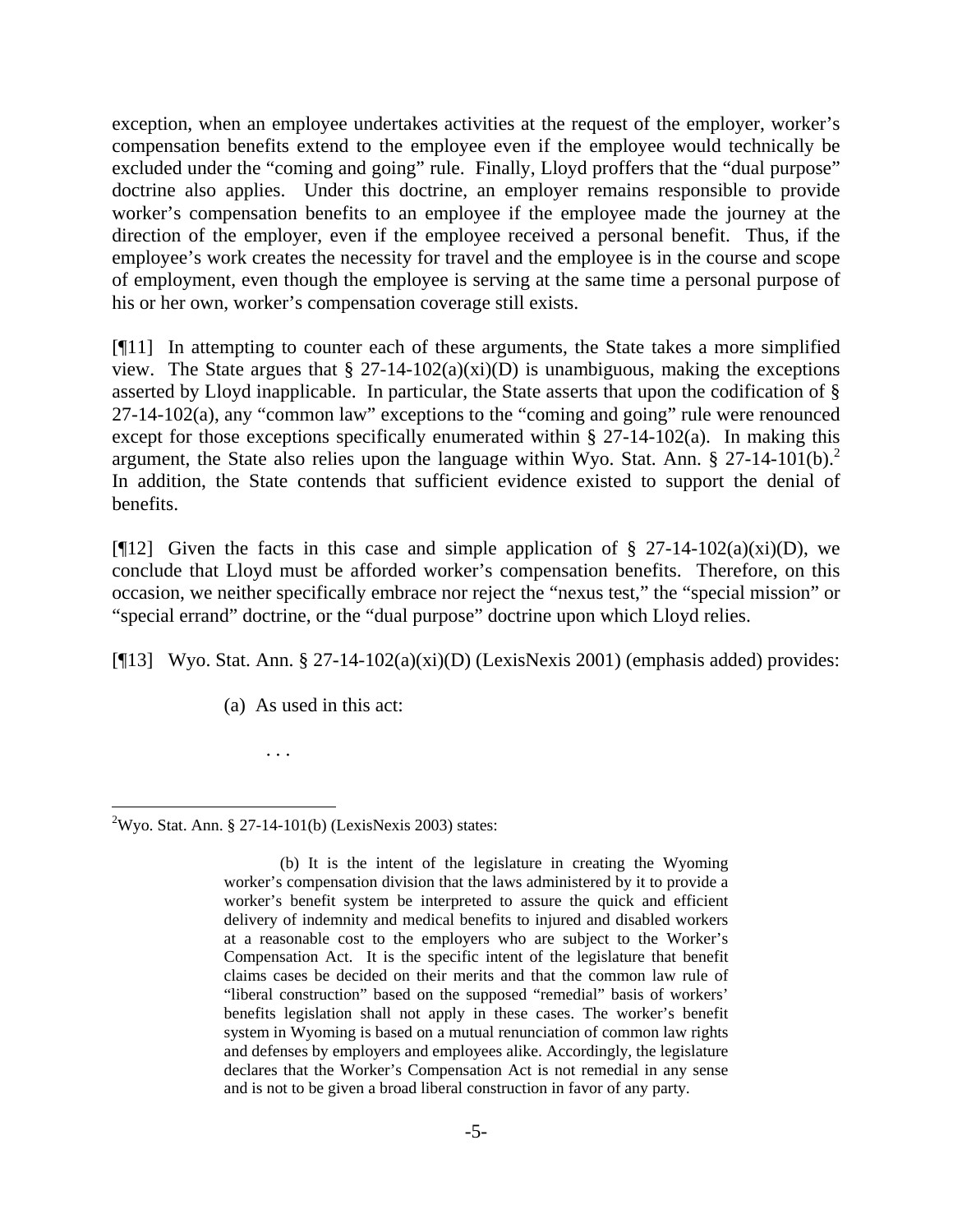exception, when an employee undertakes activities at the request of the employer, worker's compensation benefits extend to the employee even if the employee would technically be excluded under the "coming and going" rule. Finally, Lloyd proffers that the "dual purpose" doctrine also applies. Under this doctrine, an employer remains responsible to provide worker's compensation benefits to an employee if the employee made the journey at the direction of the employer, even if the employee received a personal benefit. Thus, if the employee's work creates the necessity for travel and the employee is in the course and scope of employment, even though the employee is serving at the same time a personal purpose of his or her own, worker's compensation coverage still exists.

[¶11] In attempting to counter each of these arguments, the State takes a more simplified view. The State argues that § 27-14-102(a)(xi)(D) is unambiguous, making the exceptions asserted by Lloyd inapplicable. In particular, the State asserts that upon the codification of § 27-14-102(a), any "common law" exceptions to the "coming and going" rule were renounced except for those exceptions specifically enumerated within § 27-14-102(a). In making this argument, the State also relies upon the language within Wyo. Stat. Ann. § 27-14-101(b).[2] In addition, the State contends that sufficient evidence existed to support the denial of benefits.

[¶12] Given the facts in this case and simple application of § 27-14-102(a)(xi)(D), we conclude that Lloyd must be afforded worker's compensation benefits. Therefore, on this occasion, we neither specifically embrace nor reject the "nexus test," the "special mission" or "special errand" doctrine, or the "dual purpose" doctrine upon which Lloyd relies.

[¶13] Wyo. Stat. Ann. § 27-14-102(a)(xi)(D) (LexisNexis 2001) (emphasis added) provides:

> (a) As used in this act:
>
> . . .

---

[2] Wyo. Stat. Ann. § 27-14-101(b) (LexisNexis 2003) states:

> (b) It is the intent of the legislature in creating the Wyoming worker's compensation division that the laws administered by it to provide a worker's benefit system be interpreted to assure the quick and efficient delivery of indemnity and medical benefits to injured and disabled workers at a reasonable cost to the employers who are subject to the Worker's Compensation Act. It is the specific intent of the legislature that benefit claims cases be decided on their merits and that the common law rule of "liberal construction" based on the supposed "remedial" basis of workers' benefits legislation shall not apply in these cases. The worker's benefit system in Wyoming is based on a mutual renunciation of common law rights and defenses by employers and employees alike. Accordingly, the legislature declares that the Worker's Compensation Act is not remedial in any sense and is not to be given a broad liberal construction in favor of any party.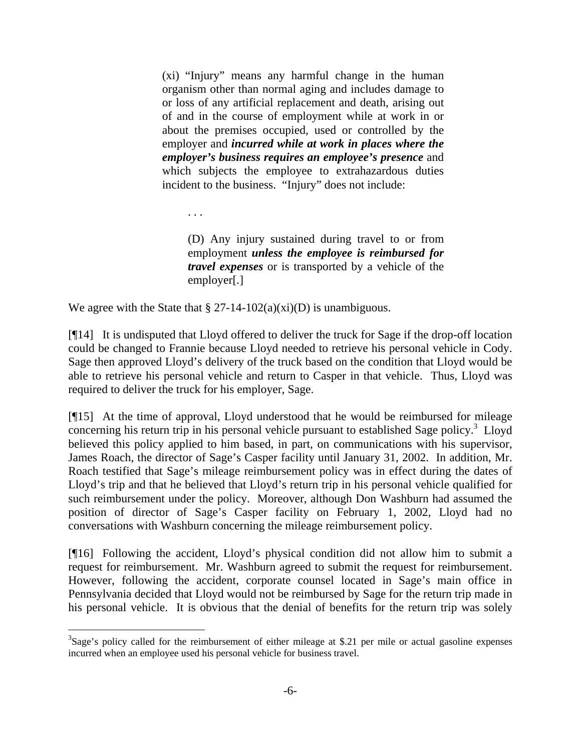> (xi) "Injury" means any harmful change in the human organism other than normal aging and includes damage to or loss of any artificial replacement and death, arising out of and in the course of employment while at work in or about the premises occupied, used or controlled by the employer and ***incurred while at work in places where the employer's business requires an employee's presence*** and which subjects the employee to extrahazardous duties incident to the business. "Injury" does not include:
>
> > . . .
> >
> > (D) Any injury sustained during travel to or from employment ***unless the employee is reimbursed for travel expenses*** or is transported by a vehicle of the employer[.]

We agree with the State that § 27-14-102(a)(xi)(D) is unambiguous.

[¶14] It is undisputed that Lloyd offered to deliver the truck for Sage if the drop-off location could be changed to Frannie because Lloyd needed to retrieve his personal vehicle in Cody. Sage then approved Lloyd's delivery of the truck based on the condition that Lloyd would be able to retrieve his personal vehicle and return to Casper in that vehicle. Thus, Lloyd was required to deliver the truck for his employer, Sage.

[¶15] At the time of approval, Lloyd understood that he would be reimbursed for mileage concerning his return trip in his personal vehicle pursuant to established Sage policy.[3] Lloyd believed this policy applied to him based, in part, on communications with his supervisor, James Roach, the director of Sage's Casper facility until January 31, 2002. In addition, Mr. Roach testified that Sage's mileage reimbursement policy was in effect during the dates of Lloyd's trip and that he believed that Lloyd's return trip in his personal vehicle qualified for such reimbursement under the policy. Moreover, although Don Washburn had assumed the position of director of Sage's Casper facility on February 1, 2002, Lloyd had no conversations with Washburn concerning the mileage reimbursement policy.

[¶16] Following the accident, Lloyd's physical condition did not allow him to submit a request for reimbursement. Mr. Washburn agreed to submit the request for reimbursement. However, following the accident, corporate counsel located in Sage's main office in Pennsylvania decided that Lloyd would not be reimbursed by Sage for the return trip made in his personal vehicle. It is obvious that the denial of benefits for the return trip was solely

---

[3] Sage's policy called for the reimbursement of either mileage at $.21 per mile or actual gasoline expenses incurred when an employee used his personal vehicle for business travel.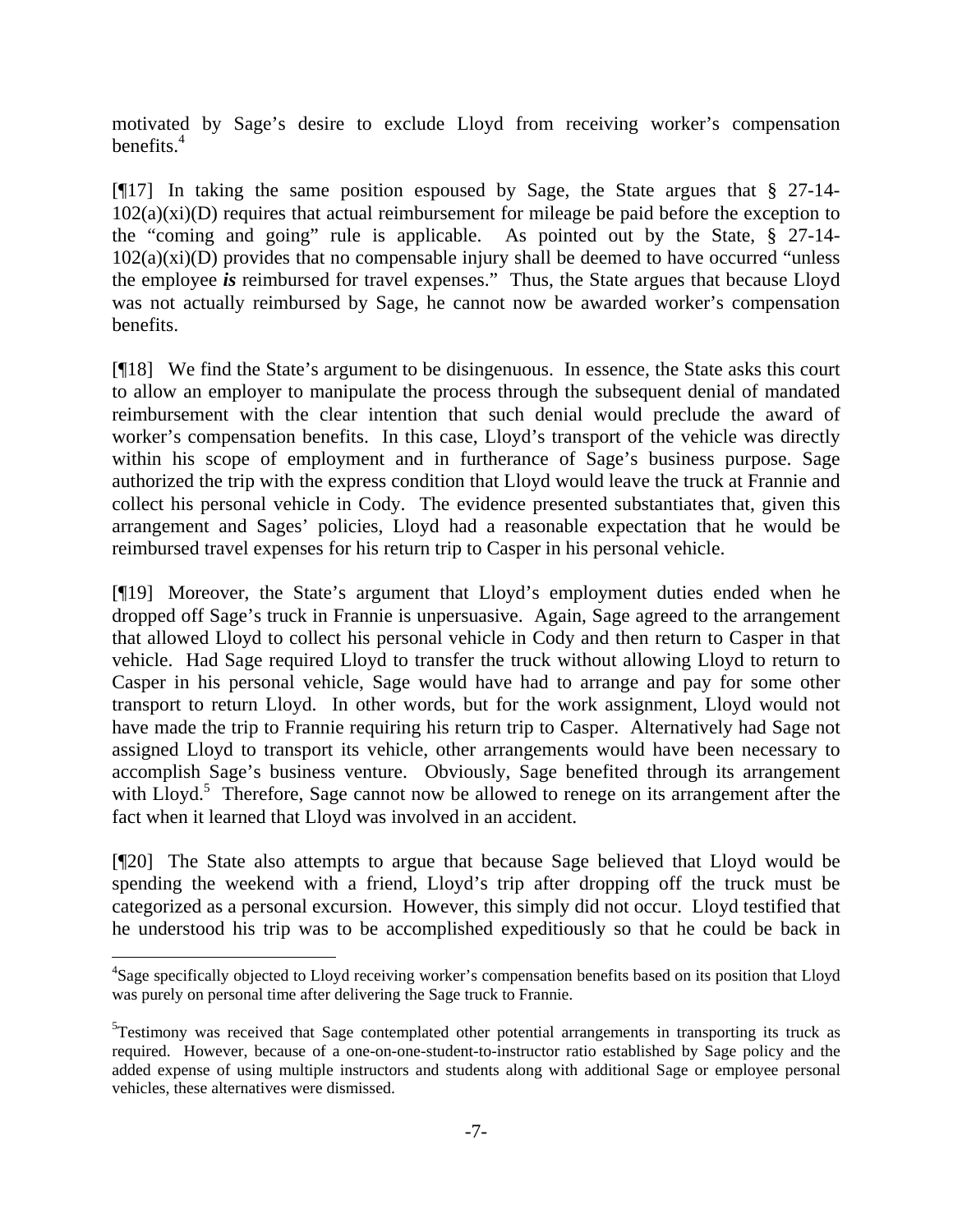motivated by Sage's desire to exclude Lloyd from receiving worker's compensation benefits.[4]

[¶17] In taking the same position espoused by Sage, the State argues that § 27-14-102(a)(xi)(D) requires that actual reimbursement for mileage be paid before the exception to the "coming and going" rule is applicable. As pointed out by the State, § 27-14-102(a)(xi)(D) provides that no compensable injury shall be deemed to have occurred "unless the employee ***is*** reimbursed for travel expenses." Thus, the State argues that because Lloyd was not actually reimbursed by Sage, he cannot now be awarded worker's compensation benefits.

[¶18] We find the State's argument to be disingenuous. In essence, the State asks this court to allow an employer to manipulate the process through the subsequent denial of mandated reimbursement with the clear intention that such denial would preclude the award of worker's compensation benefits. In this case, Lloyd's transport of the vehicle was directly within his scope of employment and in furtherance of Sage's business purpose. Sage authorized the trip with the express condition that Lloyd would leave the truck at Frannie and collect his personal vehicle in Cody. The evidence presented substantiates that, given this arrangement and Sages' policies, Lloyd had a reasonable expectation that he would be reimbursed travel expenses for his return trip to Casper in his personal vehicle.

[¶19] Moreover, the State's argument that Lloyd's employment duties ended when he dropped off Sage's truck in Frannie is unpersuasive. Again, Sage agreed to the arrangement that allowed Lloyd to collect his personal vehicle in Cody and then return to Casper in that vehicle. Had Sage required Lloyd to transfer the truck without allowing Lloyd to return to Casper in his personal vehicle, Sage would have had to arrange and pay for some other transport to return Lloyd. In other words, but for the work assignment, Lloyd would not have made the trip to Frannie requiring his return trip to Casper. Alternatively had Sage not assigned Lloyd to transport its vehicle, other arrangements would have been necessary to accomplish Sage's business venture. Obviously, Sage benefited through its arrangement with Lloyd.[5] Therefore, Sage cannot now be allowed to renege on its arrangement after the fact when it learned that Lloyd was involved in an accident.

[¶20] The State also attempts to argue that because Sage believed that Lloyd would be spending the weekend with a friend, Lloyd's trip after dropping off the truck must be categorized as a personal excursion. However, this simply did not occur. Lloyd testified that he understood his trip was to be accomplished expeditiously so that he could be back in

---

[4] Sage specifically objected to Lloyd receiving worker's compensation benefits based on its position that Lloyd was purely on personal time after delivering the Sage truck to Frannie.

[5] Testimony was received that Sage contemplated other potential arrangements in transporting its truck as required. However, because of a one-on-one-student-to-instructor ratio established by Sage policy and the added expense of using multiple instructors and students along with additional Sage or employee personal vehicles, these alternatives were dismissed.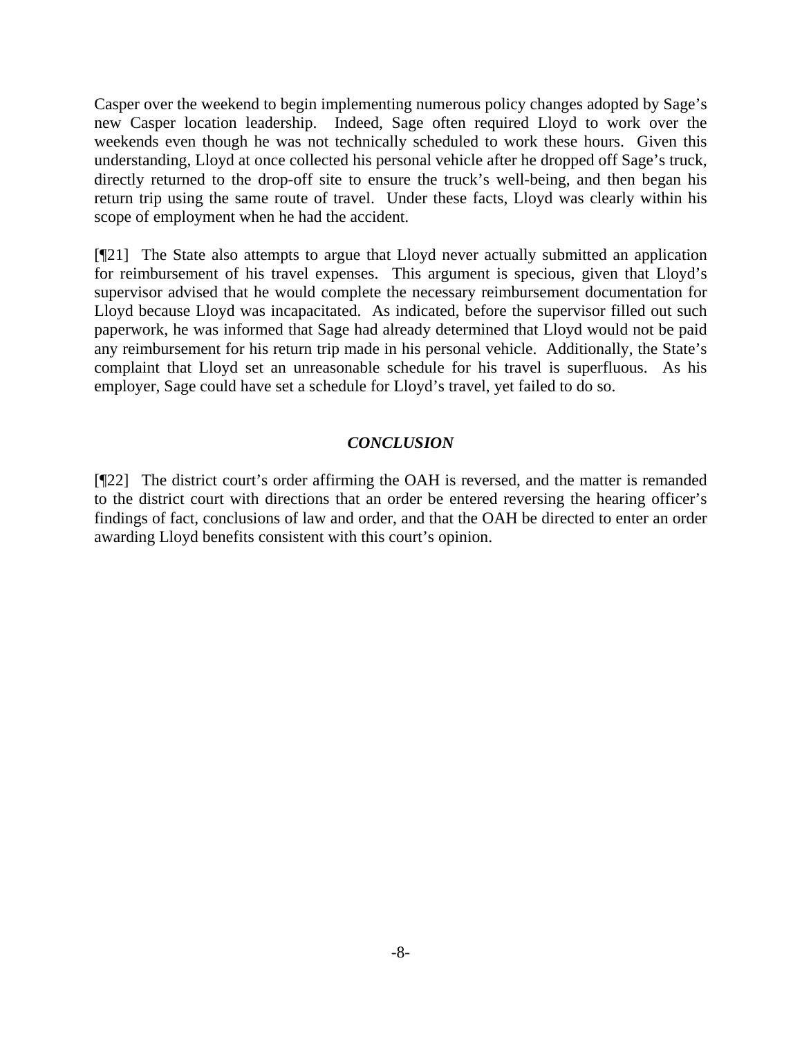Casper over the weekend to begin implementing numerous policy changes adopted by Sage's new Casper location leadership. Indeed, Sage often required Lloyd to work over the weekends even though he was not technically scheduled to work these hours. Given this understanding, Lloyd at once collected his personal vehicle after he dropped off Sage's truck, directly returned to the drop-off site to ensure the truck's well-being, and then began his return trip using the same route of travel. Under these facts, Lloyd was clearly within his scope of employment when he had the accident.

[¶21] The State also attempts to argue that Lloyd never actually submitted an application for reimbursement of his travel expenses. This argument is specious, given that Lloyd's supervisor advised that he would complete the necessary reimbursement documentation for Lloyd because Lloyd was incapacitated. As indicated, before the supervisor filled out such paperwork, he was informed that Sage had already determined that Lloyd would not be paid any reimbursement for his return trip made in his personal vehicle. Additionally, the State's complaint that Lloyd set an unreasonable schedule for his travel is superfluous. As his employer, Sage could have set a schedule for Lloyd's travel, yet failed to do so.

## *CONCLUSION*

[¶22] The district court's order affirming the OAH is reversed, and the matter is remanded to the district court with directions that an order be entered reversing the hearing officer's findings of fact, conclusions of law and order, and that the OAH be directed to enter an order awarding Lloyd benefits consistent with this court's opinion.